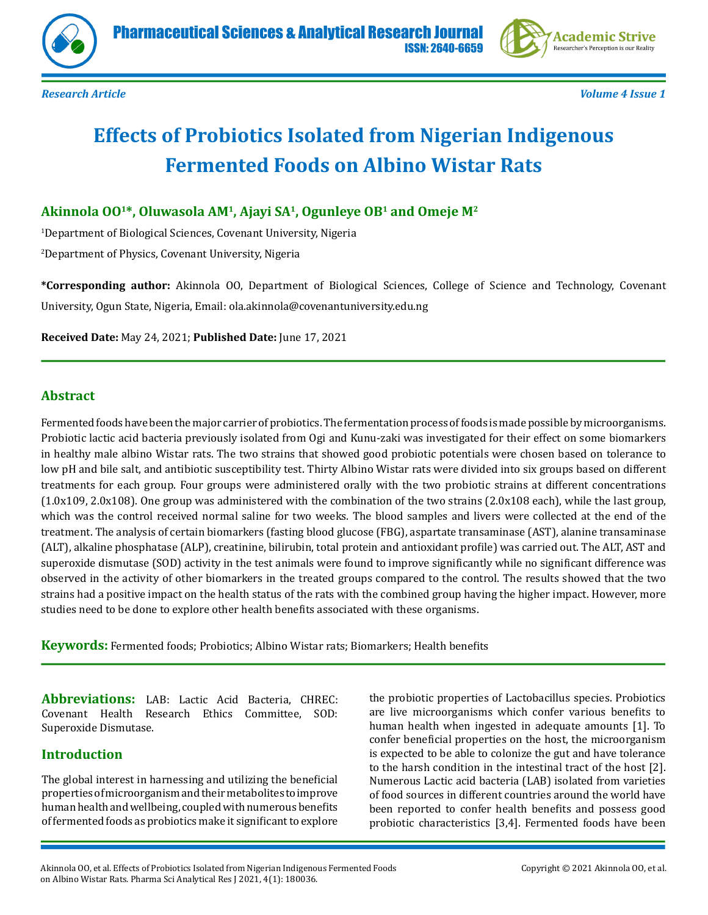*Research Article*

# Effects of Probiotics Isolated from Nigerian Indigenous Fermented Foods on Albino Wistar Rats

**Akinnola OO[1]\*, Oluwasola AM[1], Ajayi SA[1], Ogunleye OB[1] and Omeje M[2]**

[1]Department of Biological Sciences, Covenant University, Nigeria

[2]Department of Physics, Covenant University, Nigeria

**\*Corresponding author:** Akinnola OO, Department of Biological Sciences, College of Science and Technology, Covenant University, Ogun State, Nigeria, Email: ola.akinnola@covenantuniversity.edu.ng

**Received Date:** May 24, 2021; **Published Date:** June 17, 2021

## Abstract

Fermented foods have been the major carrier of probiotics. The fermentation process of foods is made possible by microorganisms. Probiotic lactic acid bacteria previously isolated from Ogi and Kunu-zaki was investigated for their effect on some biomarkers in healthy male albino Wistar rats. The two strains that showed good probiotic potentials were chosen based on tolerance to low pH and bile salt, and antibiotic susceptibility test. Thirty Albino Wistar rats were divided into six groups based on different treatments for each group. Four groups were administered orally with the two probiotic strains at different concentrations (1.0x109, 2.0x108). One group was administered with the combination of the two strains (2.0x108 each), while the last group, which was the control received normal saline for two weeks. The blood samples and livers were collected at the end of the treatment. The analysis of certain biomarkers (fasting blood glucose (FBG), aspartate transaminase (AST), alanine transaminase (ALT), alkaline phosphatase (ALP), creatinine, bilirubin, total protein and antioxidant profile) was carried out. The ALT, AST and superoxide dismutase (SOD) activity in the test animals were found to improve significantly while no significant difference was observed in the activity of other biomarkers in the treated groups compared to the control. The results showed that the two strains had a positive impact on the health status of the rats with the combined group having the higher impact. However, more studies need to be done to explore other health benefits associated with these organisms.

**Keywords:** Fermented foods; Probiotics; Albino Wistar rats; Biomarkers; Health benefits

**Abbreviations:** LAB: Lactic Acid Bacteria, CHREC: Covenant Health Research Ethics Committee, SOD: Superoxide Dismutase.

## Introduction

The global interest in harnessing and utilizing the beneficial properties of microorganism and their metabolites to improve human health and wellbeing, coupled with numerous benefits of fermented foods as probiotics make it significant to explore the probiotic properties of Lactobacillus species. Probiotics are live microorganisms which confer various benefits to human health when ingested in adequate amounts [1]. To confer beneficial properties on the host, the microorganism is expected to be able to colonize the gut and have tolerance to the harsh condition in the intestinal tract of the host [2]. Numerous Lactic acid bacteria (LAB) isolated from varieties of food sources in different countries around the world have been reported to confer health benefits and possess good probiotic characteristics [3,4]. Fermented foods have been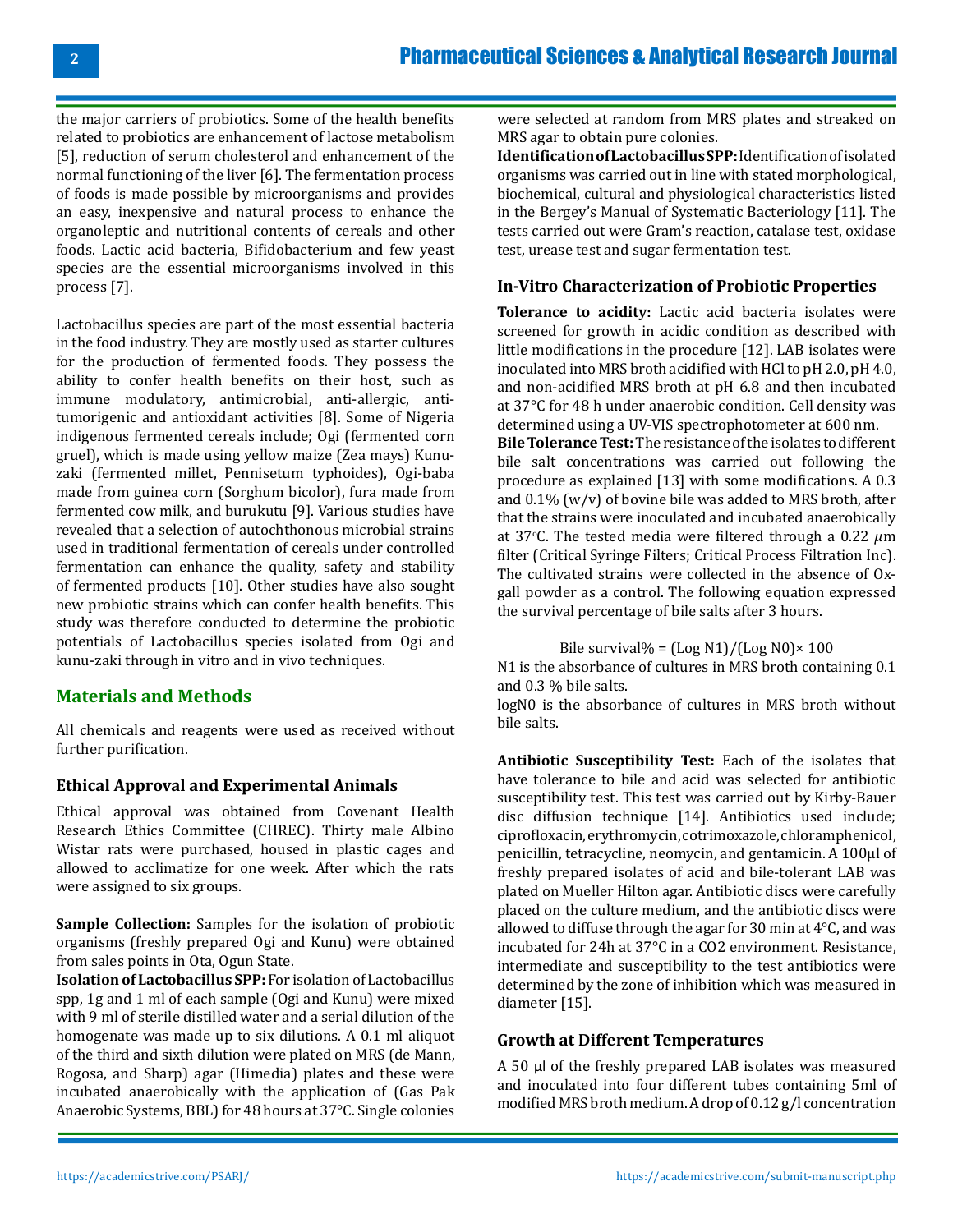the major carriers of probiotics. Some of the health benefits related to probiotics are enhancement of lactose metabolism [5], reduction of serum cholesterol and enhancement of the normal functioning of the liver [6]. The fermentation process of foods is made possible by microorganisms and provides an easy, inexpensive and natural process to enhance the organoleptic and nutritional contents of cereals and other foods. Lactic acid bacteria, Bifidobacterium and few yeast species are the essential microorganisms involved in this process [7].

Lactobacillus species are part of the most essential bacteria in the food industry. They are mostly used as starter cultures for the production of fermented foods. They possess the ability to confer health benefits on their host, such as immune modulatory, antimicrobial, anti-allergic, anti-tumorigenic and antioxidant activities [8]. Some of Nigeria indigenous fermented cereals include; Ogi (fermented corn gruel), which is made using yellow maize (Zea mays) Kunu-zaki (fermented millet, Pennisetum typhoides), Ogi-baba made from guinea corn (Sorghum bicolor), fura made from fermented cow milk, and burukutu [9]. Various studies have revealed that a selection of autochthonous microbial strains used in traditional fermentation of cereals under controlled fermentation can enhance the quality, safety and stability of fermented products [10]. Other studies have also sought new probiotic strains which can confer health benefits. This study was therefore conducted to determine the probiotic potentials of Lactobacillus species isolated from Ogi and kunu-zaki through in vitro and in vivo techniques.

## Materials and Methods

All chemicals and reagents were used as received without further purification.

### Ethical Approval and Experimental Animals

Ethical approval was obtained from Covenant Health Research Ethics Committee (CHREC). Thirty male Albino Wistar rats were purchased, housed in plastic cages and allowed to acclimatize for one week. After which the rats were assigned to six groups.

**Sample Collection:** Samples for the isolation of probiotic organisms (freshly prepared Ogi and Kunu) were obtained from sales points in Ota, Ogun State.

**Isolation of Lactobacillus SPP:** For isolation of Lactobacillus spp, 1g and 1 ml of each sample (Ogi and Kunu) were mixed with 9 ml of sterile distilled water and a serial dilution of the homogenate was made up to six dilutions. A 0.1 ml aliquot of the third and sixth dilution were plated on MRS (de Mann, Rogosa, and Sharp) agar (Himedia) plates and these were incubated anaerobically with the application of (Gas Pak Anaerobic Systems, BBL) for 48 hours at 37°C. Single colonies were selected at random from MRS plates and streaked on MRS agar to obtain pure colonies.

**Identification of Lactobacillus SPP:** Identification of isolated organisms was carried out in line with stated morphological, biochemical, cultural and physiological characteristics listed in the Bergey's Manual of Systematic Bacteriology [11]. The tests carried out were Gram's reaction, catalase test, oxidase test, urease test and sugar fermentation test.

### In-Vitro Characterization of Probiotic Properties

**Tolerance to acidity:** Lactic acid bacteria isolates were screened for growth in acidic condition as described with little modifications in the procedure [12]. LAB isolates were inoculated into MRS broth acidified with HCl to pH 2.0, pH 4.0, and non-acidified MRS broth at pH 6.8 and then incubated at 37°C for 48 h under anaerobic condition. Cell density was determined using a UV-VIS spectrophotometer at 600 nm.

**Bile Tolerance Test:** The resistance of the isolates to different bile salt concentrations was carried out following the procedure as explained [13] with some modifications. A 0.3 and 0.1% (w/v) of bovine bile was added to MRS broth, after that the strains were inoculated and incubated anaerobically at 37°C. The tested media were filtered through a 0.22 $\mu$m filter (Critical Syringe Filters; Critical Process Filtration Inc). The cultivated strains were collected in the absence of Ox-gall powder as a control. The following equation expressed the survival percentage of bile salts after 3 hours.

$$\text{Bile survival\%} = (\text{Log } N1)/(\text{Log } N0) \times 100$$

N1 is the absorbance of cultures in MRS broth containing 0.1 and 0.3 % bile salts.

logN0 is the absorbance of cultures in MRS broth without bile salts.

**Antibiotic Susceptibility Test:** Each of the isolates that have tolerance to bile and acid was selected for antibiotic susceptibility test. This test was carried out by Kirby-Bauer disc diffusion technique [14]. Antibiotics used include; ciprofloxacin, erythromycin, cotrimoxazole, chloramphenicol, penicillin, tetracycline, neomycin, and gentamicin. A 100µl of freshly prepared isolates of acid and bile-tolerant LAB was plated on Mueller Hilton agar. Antibiotic discs were carefully placed on the culture medium, and the antibiotic discs were allowed to diffuse through the agar for 30 min at 4°C, and was incubated for 24h at 37°C in a $CO_2$ environment. Resistance, intermediate and susceptibility to the test antibiotics were determined by the zone of inhibition which was measured in diameter [15].

### Growth at Different Temperatures

A 50 µl of the freshly prepared LAB isolates was measured and inoculated into four different tubes containing 5ml of modified MRS broth medium. A drop of 0.12 g/l concentration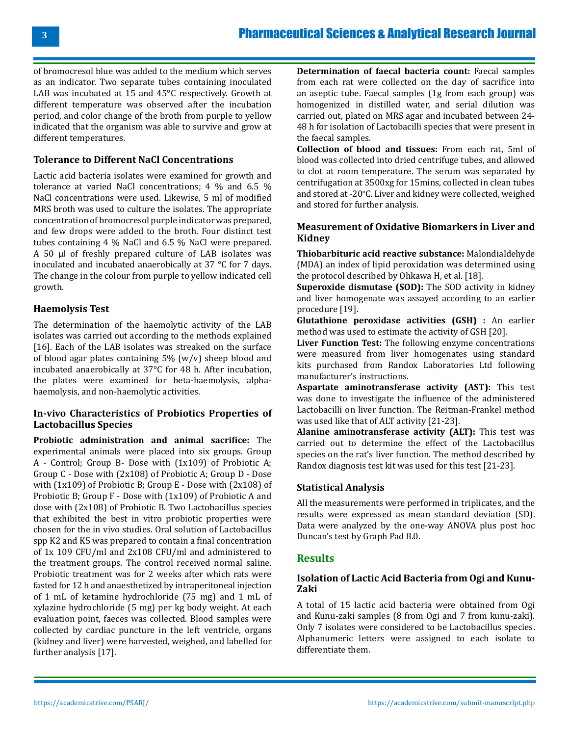of bromocresol blue was added to the medium which serves as an indicator. Two separate tubes containing inoculated LAB was incubated at 15 and 45°C respectively. Growth at different temperature was observed after the incubation period, and color change of the broth from purple to yellow indicated that the organism was able to survive and grow at different temperatures.

### Tolerance to Different NaCl Concentrations

Lactic acid bacteria isolates were examined for growth and tolerance at varied NaCl concentrations; 4 % and 6.5 % NaCl concentrations were used. Likewise, 5 ml of modified MRS broth was used to culture the isolates. The appropriate concentration of bromocresol purple indicator was prepared, and few drops were added to the broth. Four distinct test tubes containing 4 % NaCl and 6.5 % NaCl were prepared. A 50 µl of freshly prepared culture of LAB isolates was inoculated and incubated anaerobically at 37 °C for 7 days. The change in the colour from purple to yellow indicated cell growth.

### Haemolysis Test

The determination of the haemolytic activity of the LAB isolates was carried out according to the methods explained [16]. Each of the LAB isolates was streaked on the surface of blood agar plates containing 5% (w/v) sheep blood and incubated anaerobically at 37°C for 48 h. After incubation, the plates were examined for beta-haemolysis, alpha-haemolysis, and non-haemolytic activities.

### In-vivo Characteristics of Probiotics Properties of Lactobacillus Species

**Probiotic administration and animal sacrifice:** The experimental animals were placed into six groups. Group A - Control; Group B- Dose with (1x109) of Probiotic A; Group C - Dose with (2x108) of Probiotic A; Group D - Dose with (1x109) of Probiotic B; Group E - Dose with (2x108) of Probiotic B; Group F - Dose with (1x109) of Probiotic A and dose with (2x108) of Probiotic B. Two Lactobacillus species that exhibited the best in vitro probiotic properties were chosen for the in vivo studies. Oral solution of Lactobacillus spp K2 and K5 was prepared to contain a final concentration of 1x 109 CFU/ml and 2x108 CFU/ml and administered to the treatment groups. The control received normal saline. Probiotic treatment was for 2 weeks after which rats were fasted for 12 h and anaesthetized by intraperitoneal injection of 1 mL of ketamine hydrochloride (75 mg) and 1 mL of xylazine hydrochloride (5 mg) per kg body weight. At each evaluation point, faeces was collected. Blood samples were collected by cardiac puncture in the left ventricle, organs (kidney and liver) were harvested, weighed, and labelled for further analysis [17].

**Determination of faecal bacteria count:** Faecal samples from each rat were collected on the day of sacrifice into an aseptic tube. Faecal samples (1g from each group) was homogenized in distilled water, and serial dilution was carried out, plated on MRS agar and incubated between 24-48 h for isolation of Lactobacilli species that were present in the faecal samples.

**Collection of blood and tissues:** From each rat, 5ml of blood was collected into dried centrifuge tubes, and allowed to clot at room temperature. The serum was separated by centrifugation at 3500xg for 15mins, collected in clean tubes and stored at -20°C. Liver and kidney were collected, weighed and stored for further analysis.

### Measurement of Oxidative Biomarkers in Liver and Kidney

**Thiobarbituric acid reactive substance:** Malondialdehyde (MDA) an index of lipid peroxidation was determined using the protocol described by Ohkawa H, et al. [18].

**Superoxide dismutase (SOD):** The SOD activity in kidney and liver homogenate was assayed according to an earlier procedure [19].

**Glutathione peroxidase activities (GSH) :** An earlier method was used to estimate the activity of GSH [20].

**Liver Function Test:** The following enzyme concentrations were measured from liver homogenates using standard kits purchased from Randox Laboratories Ltd following manufacturer's instructions.

**Aspartate aminotransferase activity (AST):** This test was done to investigate the influence of the administered Lactobacilli on liver function. The Reitman-Frankel method was used like that of ALT activity [21-23].

**Alanine aminotransferase activity (ALT):** This test was carried out to determine the effect of the Lactobacillus species on the rat's liver function. The method described by Randox diagnosis test kit was used for this test [21-23].

### Statistical Analysis

All the measurements were performed in triplicates, and the results were expressed as mean standard deviation (SD). Data were analyzed by the one-way ANOVA plus post hoc Duncan's test by Graph Pad 8.0.

## Results

### Isolation of Lactic Acid Bacteria from Ogi and Kunu-Zaki

A total of 15 lactic acid bacteria were obtained from Ogi and Kunu-zaki samples (8 from Ogi and 7 from kunu-zaki). Only 7 isolates were considered to be Lactobacillus species. Alphanumeric letters were assigned to each isolate to differentiate them.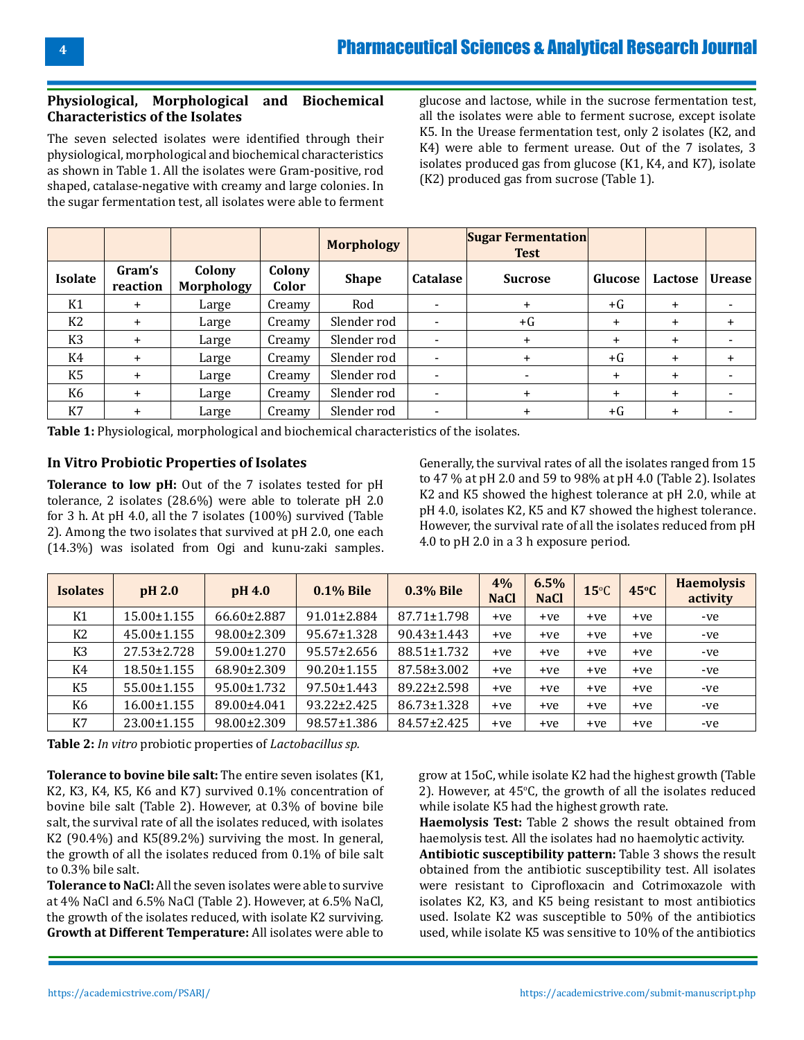## Physiological, Morphological and Biochemical Characteristics of the Isolates

The seven selected isolates were identified through their physiological, morphological and biochemical characteristics as shown in Table 1. All the isolates were Gram-positive, rod shaped, catalase-negative with creamy and large colonies. In the sugar fermentation test, all isolates were able to ferment glucose and lactose, while in the sucrose fermentation test, all the isolates were able to ferment sucrose, except isolate K5. In the Urease fermentation test, only 2 isolates (K2, and K4) were able to ferment urease. Out of the 7 isolates, 3 isolates produced gas from glucose (K1, K4, and K7), isolate (K2) produced gas from sucrose (Table 1).

| | | | | Morphology | | Sugar Fermentation Test | | | |
|---|---|---|---|---|---|---|---|---|---|
| **Isolate** | **Gram's reaction** | **Colony Morphology** | **Colony Color** | **Shape** | **Catalase** | **Sucrose** | **Glucose** | **Lactose** | **Urease** |
| K1 | + | Large | Creamy | Rod | - | + | +G | + | - |
| K2 | + | Large | Creamy | Slender rod | - | +G | + | + | + |
| K3 | + | Large | Creamy | Slender rod | - | + | + | + | - |
| K4 | + | Large | Creamy | Slender rod | - | + | +G | + | + |
| K5 | + | Large | Creamy | Slender rod | - | - | + | + | - |
| K6 | + | Large | Creamy | Slender rod | - | + | + | + | - |
| K7 | + | Large | Creamy | Slender rod | - | + | +G | + | - |

**Table 1:** Physiological, morphological and biochemical characteristics of the isolates.

## In Vitro Probiotic Properties of Isolates

**Tolerance to low pH:** Out of the 7 isolates tested for pH tolerance, 2 isolates (28.6%) were able to tolerate pH 2.0 for 3 h. At pH 4.0, all the 7 isolates (100%) survived (Table 2). Among the two isolates that survived at pH 2.0, one each (14.3%) was isolated from Ogi and kunu-zaki samples. Generally, the survival rates of all the isolates ranged from 15 to 47 % at pH 2.0 and 59 to 98% at pH 4.0 (Table 2). Isolates K2 and K5 showed the highest tolerance at pH 2.0, while at pH 4.0, isolates K2, K5 and K7 showed the highest tolerance. However, the survival rate of all the isolates reduced from pH 4.0 to pH 2.0 in a 3 h exposure period.

| Isolates | pH 2.0 | pH 4.0 | 0.1% Bile | 0.3% Bile | 4% NaCl | 6.5% NaCl | 15°C | 45°C | Haemolysis activity |
|---|---|---|---|---|---|---|---|---|---|
| K1 | 15.00±1.155 | 66.60±2.887 | 91.01±2.884 | 87.71±1.798 | +ve | +ve | +ve | +ve | -ve |
| K2 | 45.00±1.155 | 98.00±2.309 | 95.67±1.328 | 90.43±1.443 | +ve | +ve | +ve | +ve | -ve |
| K3 | 27.53±2.728 | 59.00±1.270 | 95.57±2.656 | 88.51±1.732 | +ve | +ve | +ve | +ve | -ve |
| K4 | 18.50±1.155 | 68.90±2.309 | 90.20±1.155 | 87.58±3.002 | +ve | +ve | +ve | +ve | -ve |
| K5 | 55.00±1.155 | 95.00±1.732 | 97.50±1.443 | 89.22±2.598 | +ve | +ve | +ve | +ve | -ve |
| K6 | 16.00±1.155 | 89.00±4.041 | 93.22±2.425 | 86.73±1.328 | +ve | +ve | +ve | +ve | -ve |
| K7 | 23.00±1.155 | 98.00±2.309 | 98.57±1.386 | 84.57±2.425 | +ve | +ve | +ve | +ve | -ve |

**Table 2:** *In vitro* probiotic properties of *Lactobacillus sp.*

**Tolerance to bovine bile salt:** The entire seven isolates (K1, K2, K3, K4, K5, K6 and K7) survived 0.1% concentration of bovine bile salt (Table 2). However, at 0.3% of bovine bile salt, the survival rate of all the isolates reduced, with isolates K2 (90.4%) and K5(89.2%) surviving the most. In general, the growth of all the isolates reduced from 0.1% of bile salt to 0.3% bile salt.

**Tolerance to NaCl:** All the seven isolates were able to survive at 4% NaCl and 6.5% NaCl (Table 2). However, at 6.5% NaCl, the growth of the isolates reduced, with isolate K2 surviving.

**Growth at Different Temperature:** All isolates were able to grow at 15oC, while isolate K2 had the highest growth (Table 2). However, at 45°C, the growth of all the isolates reduced while isolate K5 had the highest growth rate.

**Haemolysis Test:** Table 2 shows the result obtained from haemolysis test. All the isolates had no haemolytic activity.

**Antibiotic susceptibility pattern:** Table 3 shows the result obtained from the antibiotic susceptibility test. All isolates were resistant to Ciprofloxacin and Cotrimoxazole with isolates K2, K3, and K5 being resistant to most antibiotics used. Isolate K2 was susceptible to 50% of the antibiotics used, while isolate K5 was sensitive to 10% of the antibiotics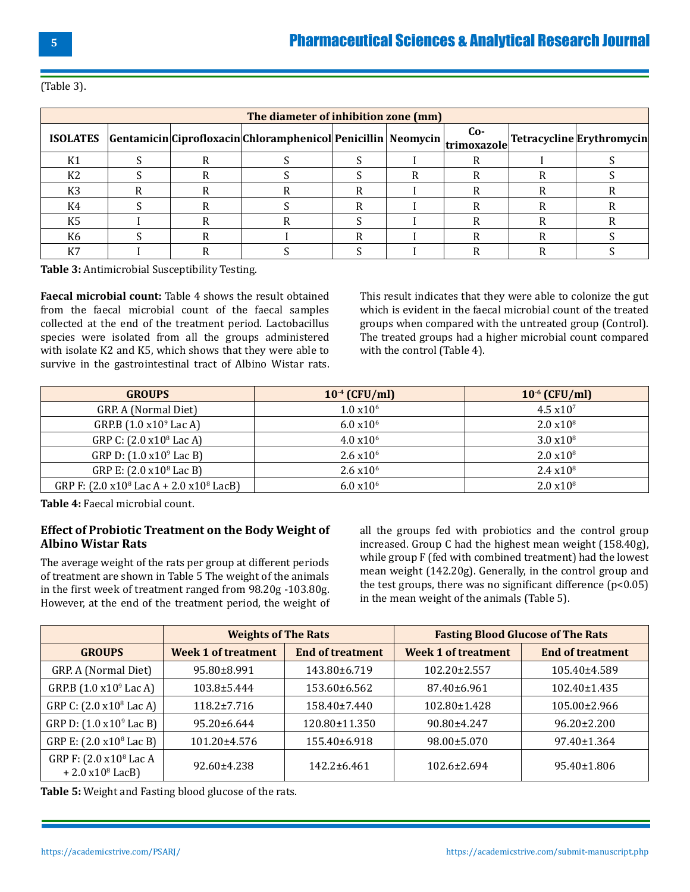(Table 3).

| The diameter of inhibition zone (mm) | | | | | | | | |
|---|---|---|---|---|---|---|---|---|
| ISOLATES | Gentamicin | Ciprofloxacin | Chloramphenicol | Penicillin | Neomycin | Co-trimoxazole | Tetracycline | Erythromycin |
| K1 | S | R | S | S | I | R | I | S |
| K2 | S | R | S | S | R | R | R | S |
| K3 | R | R | R | R | I | R | R | R |
| K4 | S | R | S | R | I | R | R | R |
| K5 | I | R | R | S | I | R | R | R |
| K6 | S | R | I | R | I | R | R | S |
| K7 | I | R | S | S | I | R | R | S |

**Table 3:** Antimicrobial Susceptibility Testing.

**Faecal microbial count:** Table 4 shows the result obtained from the faecal microbial count of the faecal samples collected at the end of the treatment period. Lactobacillus species were isolated from all the groups administered with isolate K2 and K5, which shows that they were able to survive in the gastrointestinal tract of Albino Wistar rats. This result indicates that they were able to colonize the gut which is evident in the faecal microbial count of the treated groups when compared with the untreated group (Control). The treated groups had a higher microbial count compared with the control (Table 4).

| GROUPS | $10^{-4}$ (CFU/ml) | $10^{-6}$ (CFU/ml) |
|---|---|---|
| GRP. A (Normal Diet) | $1.0 \times 10^{6}$ | $4.5 \times 10^{7}$ |
| GRP.B ($1.0 \times 10^{9}$ Lac A) | $6.0 \times 10^{6}$ | $2.0 \times 10^{8}$ |
| GRP C: ($2.0 \times 10^{8}$ Lac A) | $4.0 \times 10^{6}$ | $3.0 \times 10^{8}$ |
| GRP D: ($1.0 \times 10^{9}$ Lac B) | $2.6 \times 10^{6}$ | $2.0 \times 10^{8}$ |
| GRP E: ($2.0 \times 10^{8}$ Lac B) | $2.6 \times 10^{6}$ | $2.4 \times 10^{8}$ |
| GRP F: ($2.0 \times 10^{8}$ Lac A + $2.0 \times 10^{8}$ LacB) | $6.0 \times 10^{6}$ | $2.0 \times 10^{8}$ |

**Table 4:** Faecal microbial count.

### Effect of Probiotic Treatment on the Body Weight of Albino Wistar Rats

The average weight of the rats per group at different periods of treatment are shown in Table 5 The weight of the animals in the first week of treatment ranged from 98.20g -103.80g. However, at the end of the treatment period, the weight of all the groups fed with probiotics and the control group increased. Group C had the highest mean weight (158.40g), while group F (fed with combined treatment) had the lowest mean weight (142.20g). Generally, in the control group and the test groups, there was no significant difference ($p<0.05$) in the mean weight of the animals (Table 5).

| | Weights of The Rats | | Fasting Blood Glucose of The Rats | |
|---|---|---|---|---|
| GROUPS | Week 1 of treatment | End of treatment | Week 1 of treatment | End of treatment |
| GRP. A (Normal Diet) | 95.80±8.991 | 143.80±6.719 | 102.20±2.557 | 105.40±4.589 |
| GRP.B ($1.0 \times 10^{9}$ Lac A) | 103.8±5.444 | 153.60±6.562 | 87.40±6.961 | 102.40±1.435 |
| GRP C: ($2.0 \times 10^{8}$ Lac A) | 118.2±7.716 | 158.40±7.440 | 102.80±1.428 | 105.00±2.966 |
| GRP D: ($1.0 \times 10^{9}$ Lac B) | 95.20±6.644 | 120.80±11.350 | 90.80±4.247 | 96.20±2.200 |
| GRP E: ($2.0 \times 10^{8}$ Lac B) | 101.20±4.576 | 155.40±6.918 | 98.00±5.070 | 97.40±1.364 |
| GRP F: ($2.0 \times 10^{8}$ Lac A + $2.0 \times 10^{8}$ LacB) | 92.60±4.238 | 142.2±6.461 | 102.6±2.694 | 95.40±1.806 |

**Table 5:** Weight and Fasting blood glucose of the rats.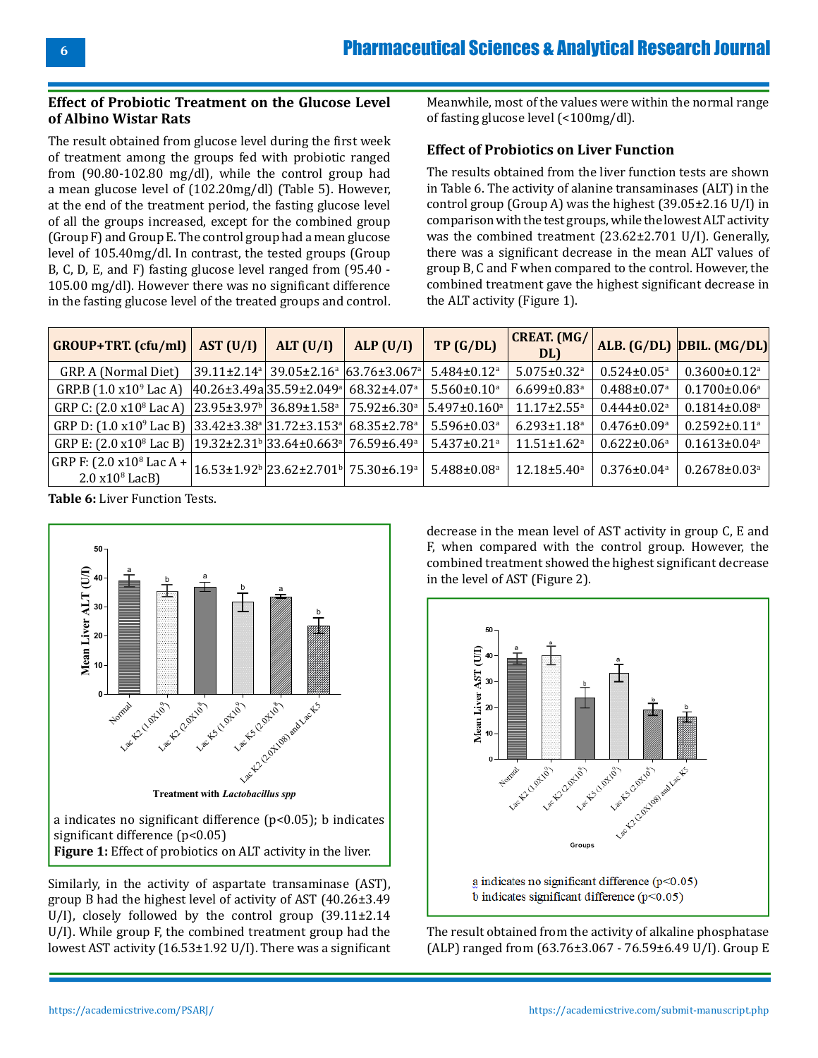### Effect of Probiotic Treatment on the Glucose Level of Albino Wistar Rats

The result obtained from glucose level during the first week of treatment among the groups fed with probiotic ranged from (90.80-102.80 mg/dl), while the control group had a mean glucose level of (102.20mg/dl) (Table 5). However, at the end of the treatment period, the fasting glucose level of all the groups increased, except for the combined group (Group F) and Group E. The control group had a mean glucose level of 105.40mg/dl. In contrast, the tested groups (Group B, C, D, E, and F) fasting glucose level ranged from (95.40 - 105.00 mg/dl). However there was no significant difference in the fasting glucose level of the treated groups and control. Meanwhile, most of the values were within the normal range of fasting glucose level (<100mg/dl).

### Effect of Probiotics on Liver Function

The results obtained from the liver function tests are shown in Table 6. The activity of alanine transaminases (ALT) in the control group (Group A) was the highest (39.05±2.16 U/I) in comparison with the test groups, while the lowest ALT activity was the combined treatment (23.62±2.701 U/I). Generally, there was a significant decrease in the mean ALT values of group B, C and F when compared to the control. However, the combined treatment gave the highest significant decrease in the ALT activity (Figure 1).

| GROUP+TRT. (cfu/ml) | AST (U/I) | ALT (U/I) | ALP (U/I) | TP (G/DL) | CREAT. (MG/DL) | ALB. (G/DL) | DBIL. (MG/DL) |
|---|---|---|---|---|---|---|---|
| GRP. A (Normal Diet) | 39.11±2.14[a] | 39.05±2.16[a] | 63.76±3.067[a] | 5.484±0.12[a] | 5.075±0.32[a] | 0.524±0.05[a] | 0.3600±0.12[a] |
| GRP.B ($1.0 \times 10^9$ Lac A) | 40.26±3.49a | 35.59±2.049[a] | 68.32±4.07[a] | 5.560±0.10[a] | 6.699±0.83[a] | 0.488±0.07[a] | 0.1700±0.06[a] |
| GRP C: ($2.0 \times 10^8$ Lac A) | 23.95±3.97[b] | 36.89±1.58[a] | 75.92±6.30[a] | 5.497±0.160[a] | 11.17±2.55[a] | 0.444±0.02[a] | 0.1814±0.08[a] |
| GRP D: ($1.0 \times 10^9$ Lac B) | 33.42±3.38[a] | 31.72±3.153[a] | 68.35±2.78[a] | 5.596±0.03[a] | 6.293±1.18[a] | 0.476±0.09[a] | 0.2592±0.11[a] |
| GRP E: ($2.0 \times 10^8$ Lac B) | 19.32±2.31[b] | 33.64±0.663[a] | 76.59±6.49[a] | 5.437±0.21[a] | 11.51±1.62[a] | 0.622±0.06[a] | 0.1613±0.04[a] |
| GRP F: ($2.0 \times 10^8$ Lac A + $2.0 \times 10^8$ LacB) | 16.53±1.92[b] | 23.62±2.701[b] | 75.30±6.19[a] | 5.488±0.08[a] | 12.18±5.40[a] | 0.376±0.04[a] | 0.2678±0.03[a] |

**Table 6:** Liver Function Tests.

a indicates no significant difference ($p<0.05$); b indicates significant difference ($p<0.05$)

**Figure 1:** Effect of probiotics on ALT activity in the liver.

Similarly, in the activity of aspartate transaminase (AST), group B had the highest level of activity of AST (40.26±3.49 U/I), closely followed by the control group (39.11±2.14 U/I). While group F, the combined treatment group had the lowest AST activity (16.53±1.92 U/I). There was a significant decrease in the mean level of AST activity in group C, E and F, when compared with the control group. However, the combined treatment showed the highest significant decrease in the level of AST (Figure 2).

a indicates no significant difference ($p<0.05$)
b indicates significant difference ($p<0.05$)

The result obtained from the activity of alkaline phosphatase (ALP) ranged from (63.76±3.067 - 76.59±6.49 U/I). Group E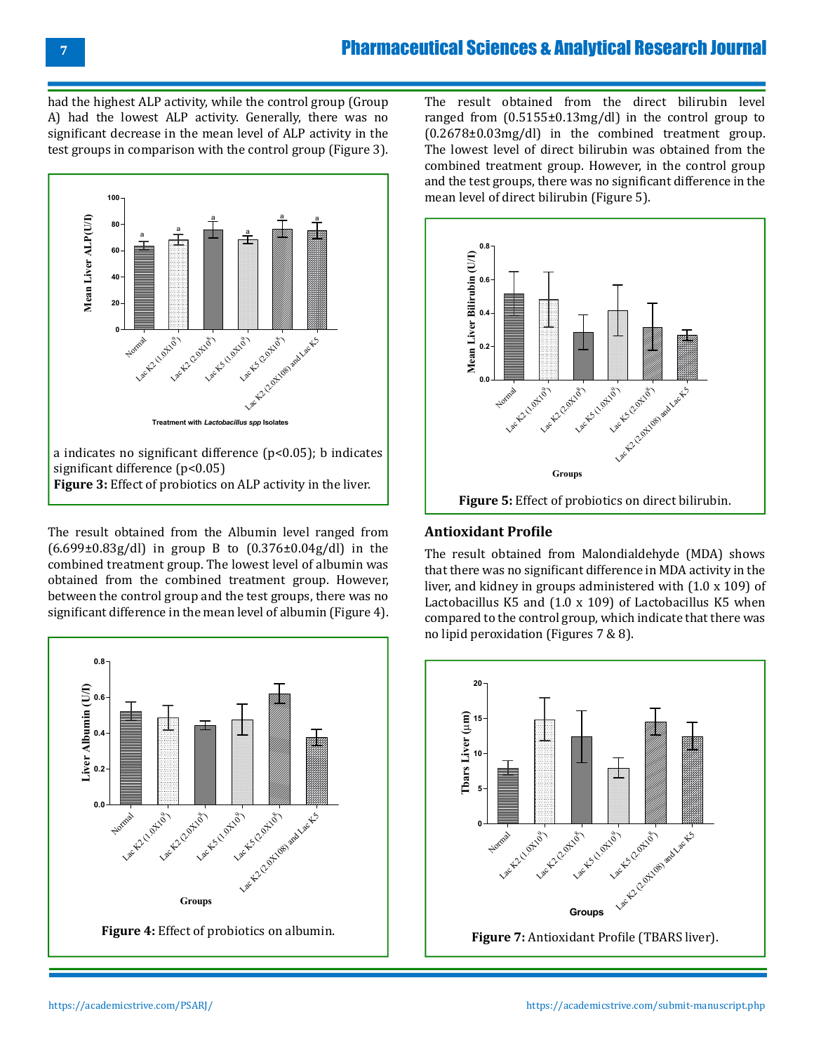had the highest ALP activity, while the control group (Group A) had the lowest ALP activity. Generally, there was no significant decrease in the mean level of ALP activity in the test groups in comparison with the control group (Figure 3).

a indicates no significant difference (p<0.05); b indicates significant difference (p<0.05)

**Figure 3:** Effect of probiotics on ALP activity in the liver.

The result obtained from the Albumin level ranged from (6.699±0.83g/dl) in group B to (0.376±0.04g/dl) in the combined treatment group. The lowest level of albumin was obtained from the combined treatment group. However, between the control group and the test groups, there was no significant difference in the mean level of albumin (Figure 4).

**Figure 4:** Effect of probiotics on albumin.

The result obtained from the direct bilirubin level ranged from (0.5155±0.13mg/dl) in the control group to (0.2678±0.03mg/dl) in the combined treatment group. The lowest level of direct bilirubin was obtained from the combined treatment group. However, in the control group and the test groups, there was no significant difference in the mean level of direct bilirubin (Figure 5).

**Figure 5:** Effect of probiotics on direct bilirubin.

## Antioxidant Profile

The result obtained from Malondialdehyde (MDA) shows that there was no significant difference in MDA activity in the liver, and kidney in groups administered with (1.0 x 109) of Lactobacillus K5 and (1.0 x 109) of Lactobacillus K5 when compared to the control group, which indicate that there was no lipid peroxidation (Figures 7 & 8).

**Figure 7:** Antioxidant Profile (TBARS liver).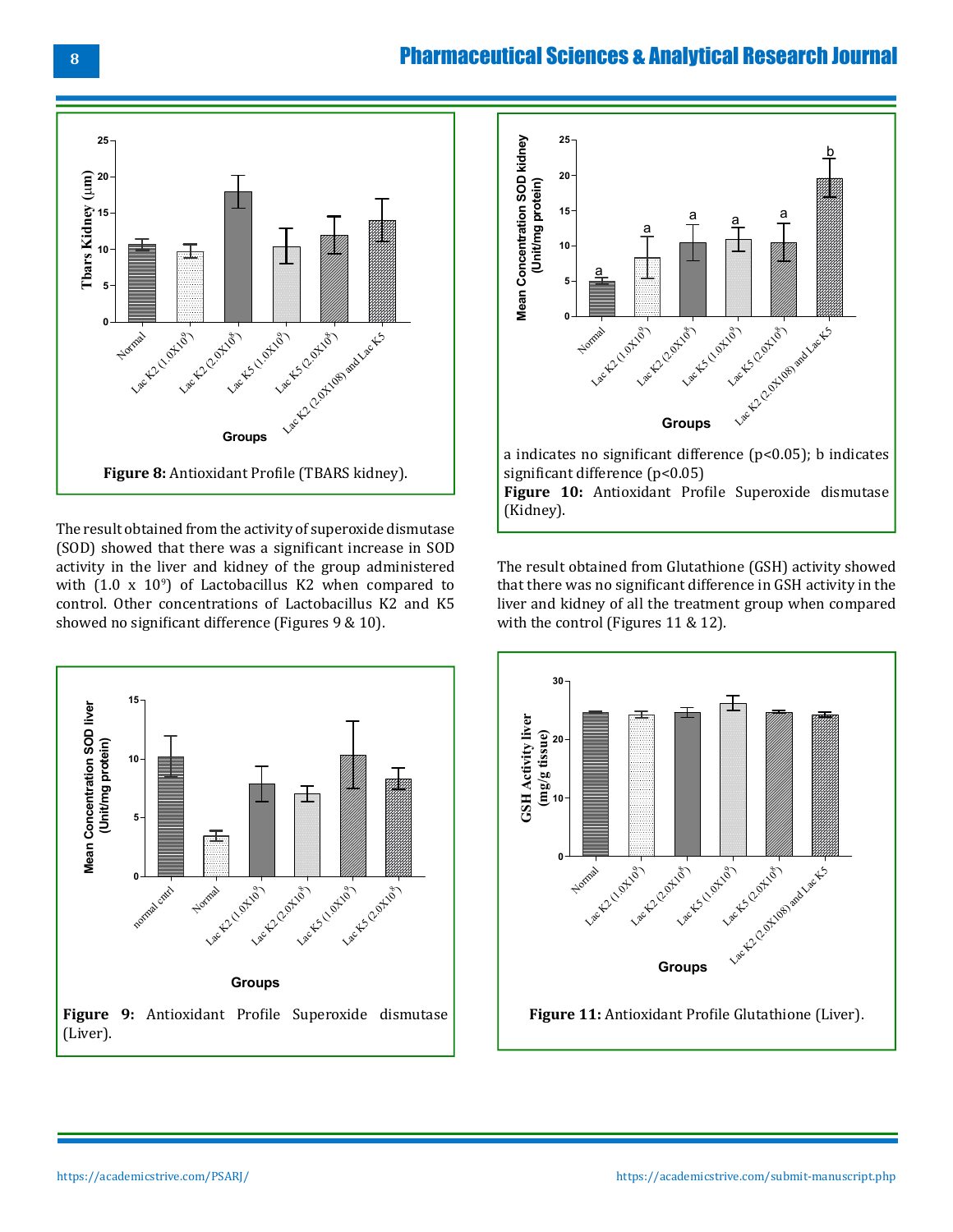Figure 8: Antioxidant Profile (TBARS kidney).

The result obtained from the activity of superoxide dismutase (SOD) showed that there was a significant increase in SOD activity in the liver and kidney of the group administered with ($1.0 \times 10^9$) of Lactobacillus K2 when compared to control. Other concentrations of Lactobacillus K2 and K5 showed no significant difference (Figures 9 & 10).

Figure 9: Antioxidant Profile Superoxide dismutase (Liver).

a indicates no significant difference ($p<0.05$); b indicates significant difference ($p<0.05$)

Figure 10: Antioxidant Profile Superoxide dismutase (Kidney).

The result obtained from Glutathione (GSH) activity showed that there was no significant difference in GSH activity in the liver and kidney of all the treatment group when compared with the control (Figures 11 & 12).

Figure 11: Antioxidant Profile Glutathione (Liver).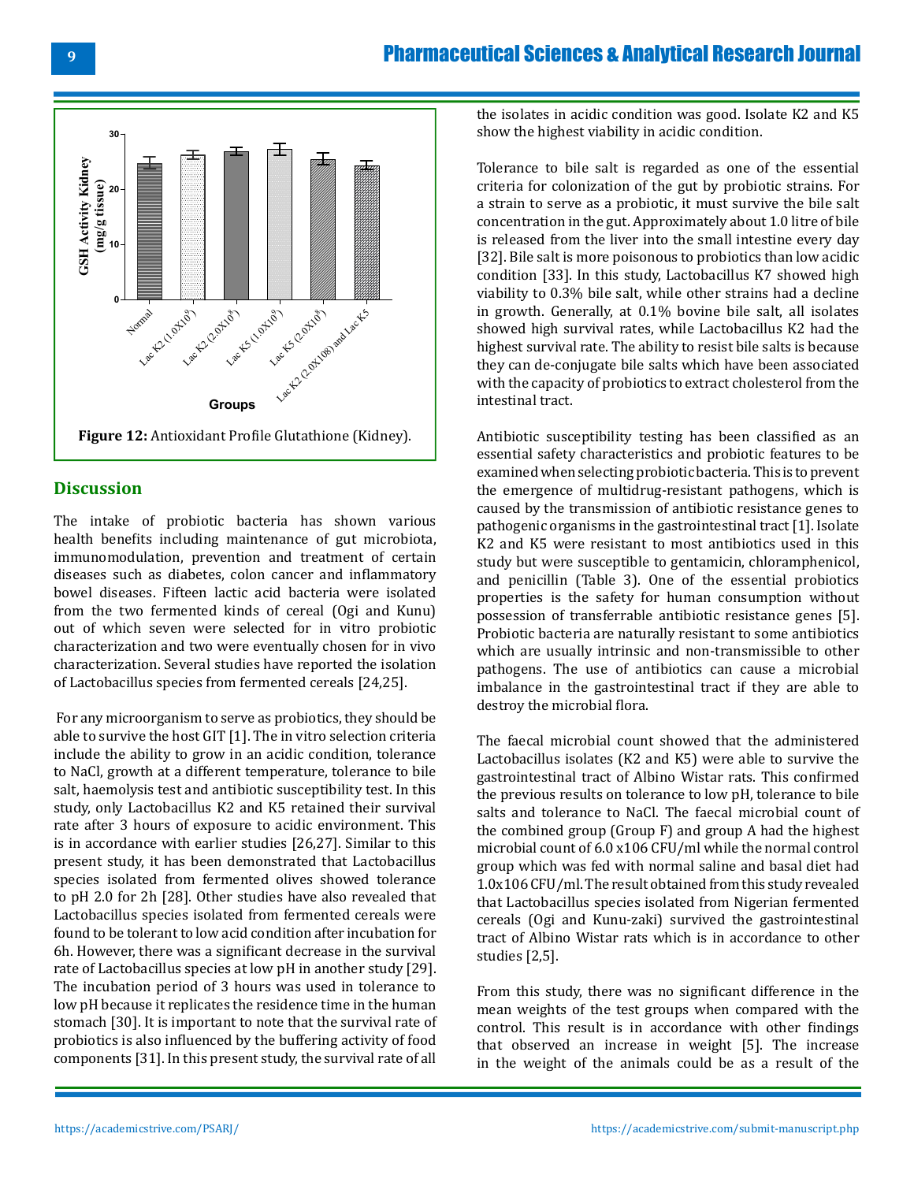**Figure 12:** Antioxidant Profile Glutathione (Kidney).

## Discussion

The intake of probiotic bacteria has shown various health benefits including maintenance of gut microbiota, immunomodulation, prevention and treatment of certain diseases such as diabetes, colon cancer and inflammatory bowel diseases. Fifteen lactic acid bacteria were isolated from the two fermented kinds of cereal (Ogi and Kunu) out of which seven were selected for in vitro probiotic characterization and two were eventually chosen for in vivo characterization. Several studies have reported the isolation of Lactobacillus species from fermented cereals [24,25].

For any microorganism to serve as probiotics, they should be able to survive the host GIT [1]. The in vitro selection criteria include the ability to grow in an acidic condition, tolerance to NaCl, growth at a different temperature, tolerance to bile salt, haemolysis test and antibiotic susceptibility test. In this study, only Lactobacillus K2 and K5 retained their survival rate after 3 hours of exposure to acidic environment. This is in accordance with earlier studies [26,27]. Similar to this present study, it has been demonstrated that Lactobacillus species isolated from fermented olives showed tolerance to pH 2.0 for 2h [28]. Other studies have also revealed that Lactobacillus species isolated from fermented cereals were found to be tolerant to low acid condition after incubation for 6h. However, there was a significant decrease in the survival rate of Lactobacillus species at low pH in another study [29]. The incubation period of 3 hours was used in tolerance to low pH because it replicates the residence time in the human stomach [30]. It is important to note that the survival rate of probiotics is also influenced by the buffering activity of food components [31]. In this present study, the survival rate of all the isolates in acidic condition was good. Isolate K2 and K5 show the highest viability in acidic condition.

Tolerance to bile salt is regarded as one of the essential criteria for colonization of the gut by probiotic strains. For a strain to serve as a probiotic, it must survive the bile salt concentration in the gut. Approximately about 1.0 litre of bile is released from the liver into the small intestine every day [32]. Bile salt is more poisonous to probiotics than low acidic condition [33]. In this study, Lactobacillus K7 showed high viability to 0.3% bile salt, while other strains had a decline in growth. Generally, at 0.1% bovine bile salt, all isolates showed high survival rates, while Lactobacillus K2 had the highest survival rate. The ability to resist bile salts is because they can de-conjugate bile salts which have been associated with the capacity of probiotics to extract cholesterol from the intestinal tract.

Antibiotic susceptibility testing has been classified as an essential safety characteristics and probiotic features to be examined when selecting probiotic bacteria. This is to prevent the emergence of multidrug-resistant pathogens, which is caused by the transmission of antibiotic resistance genes to pathogenic organisms in the gastrointestinal tract [1]. Isolate K2 and K5 were resistant to most antibiotics used in this study but were susceptible to gentamicin, chloramphenicol, and penicillin (Table 3). One of the essential probiotics properties is the safety for human consumption without possession of transferrable antibiotic resistance genes [5]. Probiotic bacteria are naturally resistant to some antibiotics which are usually intrinsic and non-transmissible to other pathogens. The use of antibiotics can cause a microbial imbalance in the gastrointestinal tract if they are able to destroy the microbial flora.

The faecal microbial count showed that the administered Lactobacillus isolates (K2 and K5) were able to survive the gastrointestinal tract of Albino Wistar rats. This confirmed the previous results on tolerance to low pH, tolerance to bile salts and tolerance to NaCl. The faecal microbial count of the combined group (Group F) and group A had the highest microbial count of 6.0 x106 CFU/ml while the normal control group which was fed with normal saline and basal diet had 1.0x106 CFU/ml. The result obtained from this study revealed that Lactobacillus species isolated from Nigerian fermented cereals (Ogi and Kunu-zaki) survived the gastrointestinal tract of Albino Wistar rats which is in accordance to other studies [2,5].

From this study, there was no significant difference in the mean weights of the test groups when compared with the control. This result is in accordance with other findings that observed an increase in weight [5]. The increase in the weight of the animals could be as a result of the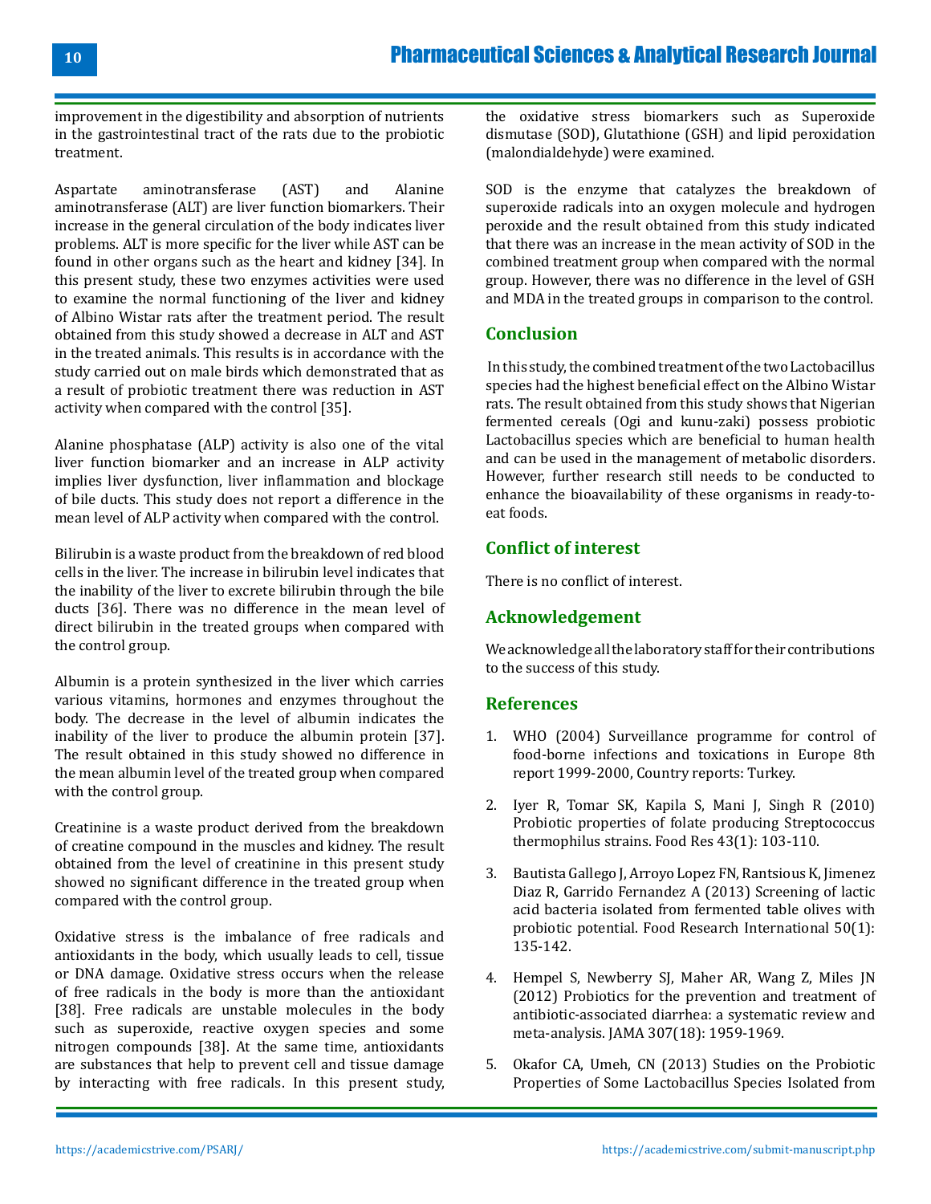improvement in the digestibility and absorption of nutrients in the gastrointestinal tract of the rats due to the probiotic treatment.

Aspartate aminotransferase (AST) and Alanine aminotransferase (ALT) are liver function biomarkers. Their increase in the general circulation of the body indicates liver problems. ALT is more specific for the liver while AST can be found in other organs such as the heart and kidney [34]. In this present study, these two enzymes activities were used to examine the normal functioning of the liver and kidney of Albino Wistar rats after the treatment period. The result obtained from this study showed a decrease in ALT and AST in the treated animals. This results is in accordance with the study carried out on male birds which demonstrated that as a result of probiotic treatment there was reduction in AST activity when compared with the control [35].

Alanine phosphatase (ALP) activity is also one of the vital liver function biomarker and an increase in ALP activity implies liver dysfunction, liver inflammation and blockage of bile ducts. This study does not report a difference in the mean level of ALP activity when compared with the control.

Bilirubin is a waste product from the breakdown of red blood cells in the liver. The increase in bilirubin level indicates that the inability of the liver to excrete bilirubin through the bile ducts [36]. There was no difference in the mean level of direct bilirubin in the treated groups when compared with the control group.

Albumin is a protein synthesized in the liver which carries various vitamins, hormones and enzymes throughout the body. The decrease in the level of albumin indicates the inability of the liver to produce the albumin protein [37]. The result obtained in this study showed no difference in the mean albumin level of the treated group when compared with the control group.

Creatinine is a waste product derived from the breakdown of creatine compound in the muscles and kidney. The result obtained from the level of creatinine in this present study showed no significant difference in the treated group when compared with the control group.

Oxidative stress is the imbalance of free radicals and antioxidants in the body, which usually leads to cell, tissue or DNA damage. Oxidative stress occurs when the release of free radicals in the body is more than the antioxidant [38]. Free radicals are unstable molecules in the body such as superoxide, reactive oxygen species and some nitrogen compounds [38]. At the same time, antioxidants are substances that help to prevent cell and tissue damage by interacting with free radicals. In this present study, the oxidative stress biomarkers such as Superoxide dismutase (SOD), Glutathione (GSH) and lipid peroxidation (malondialdehyde) were examined.

SOD is the enzyme that catalyzes the breakdown of superoxide radicals into an oxygen molecule and hydrogen peroxide and the result obtained from this study indicated that there was an increase in the mean activity of SOD in the combined treatment group when compared with the normal group. However, there was no difference in the level of GSH and MDA in the treated groups in comparison to the control.

## Conclusion

In this study, the combined treatment of the two Lactobacillus species had the highest beneficial effect on the Albino Wistar rats. The result obtained from this study shows that Nigerian fermented cereals (Ogi and kunu-zaki) possess probiotic Lactobacillus species which are beneficial to human health and can be used in the management of metabolic disorders. However, further research still needs to be conducted to enhance the bioavailability of these organisms in ready-to-eat foods.

## Conflict of interest

There is no conflict of interest.

## Acknowledgement

We acknowledge all the laboratory staff for their contributions to the success of this study.

## References

1. WHO (2004) Surveillance programme for control of food-borne infections and toxications in Europe 8th report 1999-2000, Country reports: Turkey.
2. Iyer R, Tomar SK, Kapila S, Mani J, Singh R (2010) Probiotic properties of folate producing Streptococcus thermophilus strains. Food Res 43(1): 103-110.
3. Bautista Gallego J, Arroyo Lopez FN, Rantsious K, Jimenez Diaz R, Garrido Fernandez A (2013) Screening of lactic acid bacteria isolated from fermented table olives with probiotic potential. Food Research International 50(1): 135-142.
4. Hempel S, Newberry SJ, Maher AR, Wang Z, Miles JN (2012) Probiotics for the prevention and treatment of antibiotic-associated diarrhea: a systematic review and meta-analysis. JAMA 307(18): 1959-1969.
5. Okafor CA, Umeh, CN (2013) Studies on the Probiotic Properties of Some Lactobacillus Species Isolated from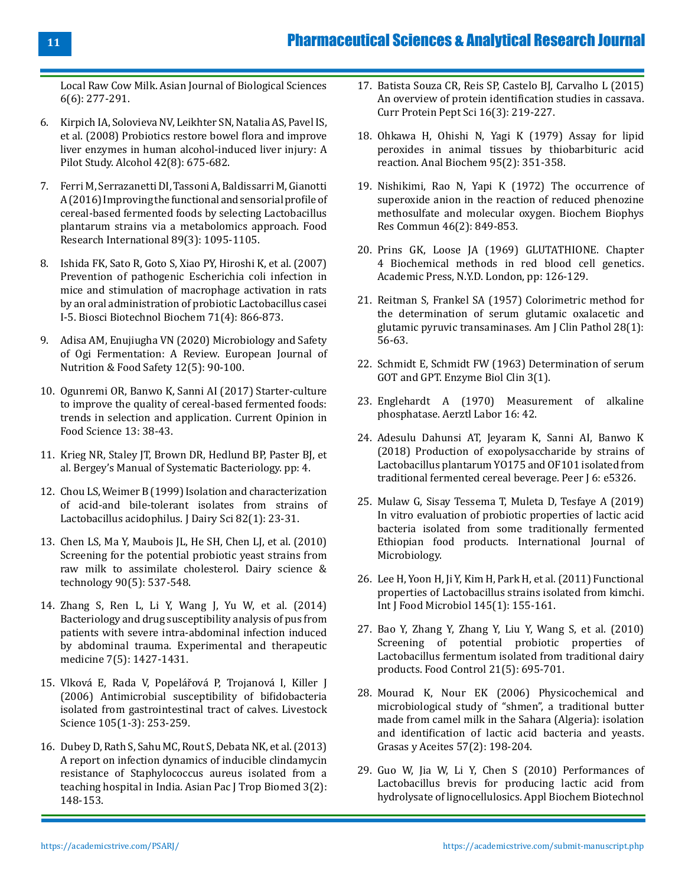Local Raw Cow Milk. Asian Journal of Biological Sciences 6(6): 277-291.

6. Kirpich IA, Solovieva NV, Leikhter SN, Natalia AS, Pavel IS, et al. (2008) Probiotics restore bowel flora and improve liver enzymes in human alcohol-induced liver injury: A Pilot Study. Alcohol 42(8): 675-682.

7. Ferri M, Serrazanetti DI, Tassoni A, Baldissarri M, Gianotti A (2016) Improving the functional and sensorial profile of cereal-based fermented foods by selecting Lactobacillus plantarum strains via a metabolomics approach. Food Research International 89(3): 1095-1105.

8. Ishida FK, Sato R, Goto S, Xiao PY, Hiroshi K, et al. (2007) Prevention of pathogenic Escherichia coli infection in mice and stimulation of macrophage activation in rats by an oral administration of probiotic Lactobacillus casei I-5. Biosci Biotechnol Biochem 71(4): 866-873.

9. Adisa AM, Enujiugha VN (2020) Microbiology and Safety of Ogi Fermentation: A Review. European Journal of Nutrition & Food Safety 12(5): 90-100.

10. Ogunremi OR, Banwo K, Sanni AI (2017) Starter-culture to improve the quality of cereal-based fermented foods: trends in selection and application. Current Opinion in Food Science 13: 38-43.

11. Krieg NR, Staley JT, Brown DR, Hedlund BP, Paster BJ, et al. Bergey's Manual of Systematic Bacteriology. pp: 4.

12. Chou LS, Weimer B (1999) Isolation and characterization of acid-and bile-tolerant isolates from strains of Lactobacillus acidophilus. J Dairy Sci 82(1): 23-31.

13. Chen LS, Ma Y, Maubois JL, He SH, Chen LJ, et al. (2010) Screening for the potential probiotic yeast strains from raw milk to assimilate cholesterol. Dairy science & technology 90(5): 537-548.

14. Zhang S, Ren L, Li Y, Wang J, Yu W, et al. (2014) Bacteriology and drug susceptibility analysis of pus from patients with severe intra-abdominal infection induced by abdominal trauma. Experimental and therapeutic medicine 7(5): 1427-1431.

15. Vlková E, Rada V, Popelářová P, Trojanová I, Killer J (2006) Antimicrobial susceptibility of bifidobacteria isolated from gastrointestinal tract of calves. Livestock Science 105(1-3): 253-259.

16. Dubey D, Rath S, Sahu MC, Rout S, Debata NK, et al. (2013) A report on infection dynamics of inducible clindamycin resistance of Staphylococcus aureus isolated from a teaching hospital in India. Asian Pac J Trop Biomed 3(2): 148-153.

17. Batista Souza CR, Reis SP, Castelo BJ, Carvalho L (2015) An overview of protein identification studies in cassava. Curr Protein Pept Sci 16(3): 219-227.

18. Ohkawa H, Ohishi N, Yagi K (1979) Assay for lipid peroxides in animal tissues by thiobarbituric acid reaction. Anal Biochem 95(2): 351-358.

19. Nishikimi, Rao N, Yapi K (1972) The occurrence of superoxide anion in the reaction of reduced phenozine methosulfate and molecular oxygen. Biochem Biophys Res Commun 46(2): 849-853.

20. Prins GK, Loose JA (1969) GLUTATHIONE. Chapter 4 Biochemical methods in red blood cell genetics. Academic Press, N.Y.D. London, pp: 126-129.

21. Reitman S, Frankel SA (1957) Colorimetric method for the determination of serum glutamic oxalacetic and glutamic pyruvic transaminases. Am J Clin Pathol 28(1): 56-63.

22. Schmidt E, Schmidt FW (1963) Determination of serum GOT and GPT. Enzyme Biol Clin 3(1).

23. Englehardt A (1970) Measurement of alkaline phosphatase. Aerztl Labor 16: 42.

24. Adesulu Dahunsi AT, Jeyaram K, Sanni AI, Banwo K (2018) Production of exopolysaccharide by strains of Lactobacillus plantarum YO175 and OF101 isolated from traditional fermented cereal beverage. Peer J 6: e5326.

25. Mulaw G, Sisay Tessema T, Muleta D, Tesfaye A (2019) In vitro evaluation of probiotic properties of lactic acid bacteria isolated from some traditionally fermented Ethiopian food products. International Journal of Microbiology.

26. Lee H, Yoon H, Ji Y, Kim H, Park H, et al. (2011) Functional properties of Lactobacillus strains isolated from kimchi. Int J Food Microbiol 145(1): 155-161.

27. Bao Y, Zhang Y, Zhang Y, Liu Y, Wang S, et al. (2010) Screening of potential probiotic properties of Lactobacillus fermentum isolated from traditional dairy products. Food Control 21(5): 695-701.

28. Mourad K, Nour EK (2006) Physicochemical and microbiological study of "shmen", a traditional butter made from camel milk in the Sahara (Algeria): isolation and identification of lactic acid bacteria and yeasts. Grasas y Aceites 57(2): 198-204.

29. Guo W, Jia W, Li Y, Chen S (2010) Performances of Lactobacillus brevis for producing lactic acid from hydrolysate of lignocellulosics. Appl Biochem Biotechnol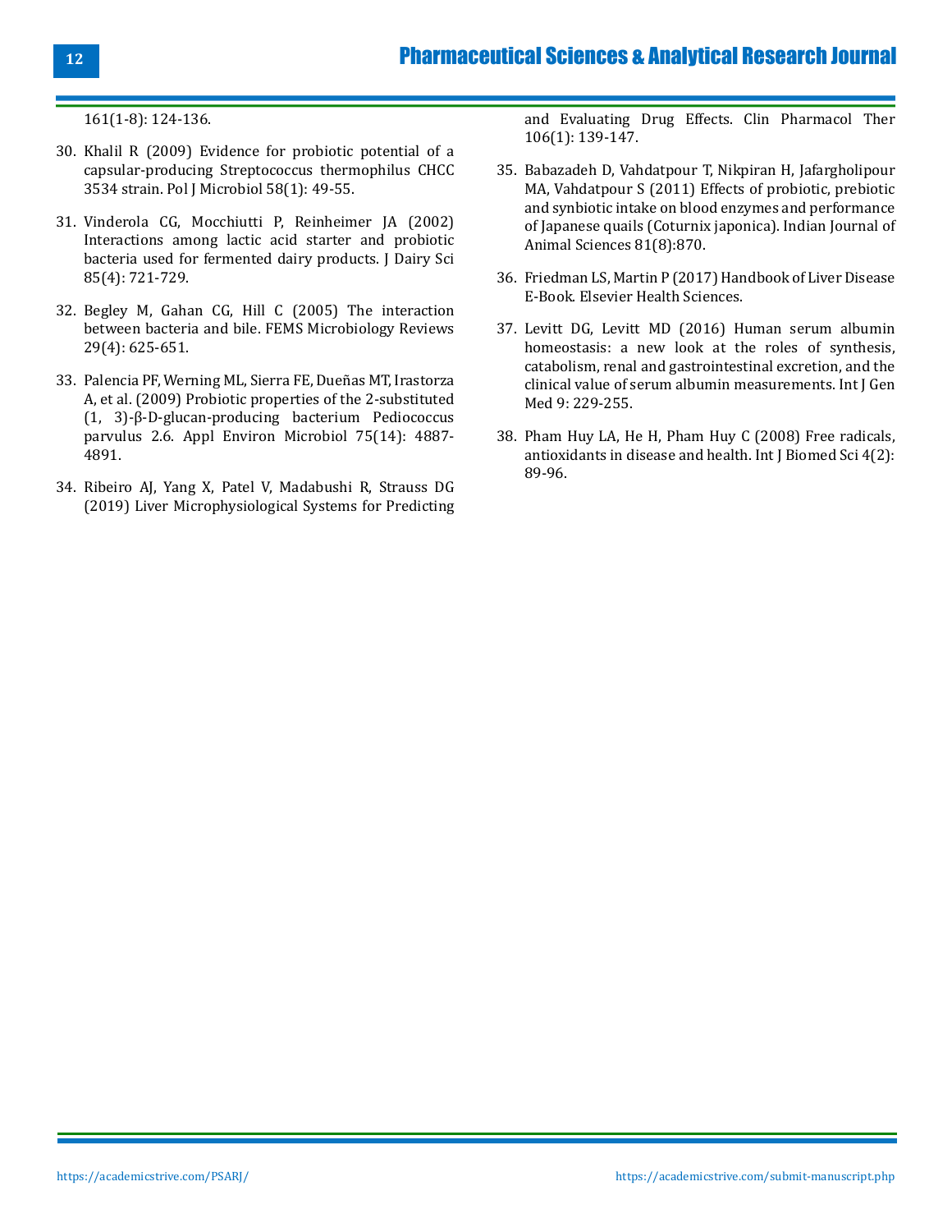161(1-8): 124-136.

30. Khalil R (2009) Evidence for probiotic potential of a capsular-producing Streptococcus thermophilus CHCC 3534 strain. Pol J Microbiol 58(1): 49-55.

31. Vinderola CG, Mocchiutti P, Reinheimer JA (2002) Interactions among lactic acid starter and probiotic bacteria used for fermented dairy products. J Dairy Sci 85(4): 721-729.

32. Begley M, Gahan CG, Hill C (2005) The interaction between bacteria and bile. FEMS Microbiology Reviews 29(4): 625-651.

33. Palencia PF, Werning ML, Sierra FE, Dueñas MT, Irastorza A, et al. (2009) Probiotic properties of the 2-substituted (1, 3)-β-D-glucan-producing bacterium Pediococcus parvulus 2.6. Appl Environ Microbiol 75(14): 4887-4891.

34. Ribeiro AJ, Yang X, Patel V, Madabushi R, Strauss DG (2019) Liver Microphysiological Systems for Predicting and Evaluating Drug Effects. Clin Pharmacol Ther 106(1): 139-147.

35. Babazadeh D, Vahdatpour T, Nikpiran H, Jafargholipour MA, Vahdatpour S (2011) Effects of probiotic, prebiotic and synbiotic intake on blood enzymes and performance of Japanese quails (Coturnix japonica). Indian Journal of Animal Sciences 81(8):870.

36. Friedman LS, Martin P (2017) Handbook of Liver Disease E-Book. Elsevier Health Sciences.

37. Levitt DG, Levitt MD (2016) Human serum albumin homeostasis: a new look at the roles of synthesis, catabolism, renal and gastrointestinal excretion, and the clinical value of serum albumin measurements. Int J Gen Med 9: 229-255.

38. Pham Huy LA, He H, Pham Huy C (2008) Free radicals, antioxidants in disease and health. Int J Biomed Sci 4(2): 89-96.